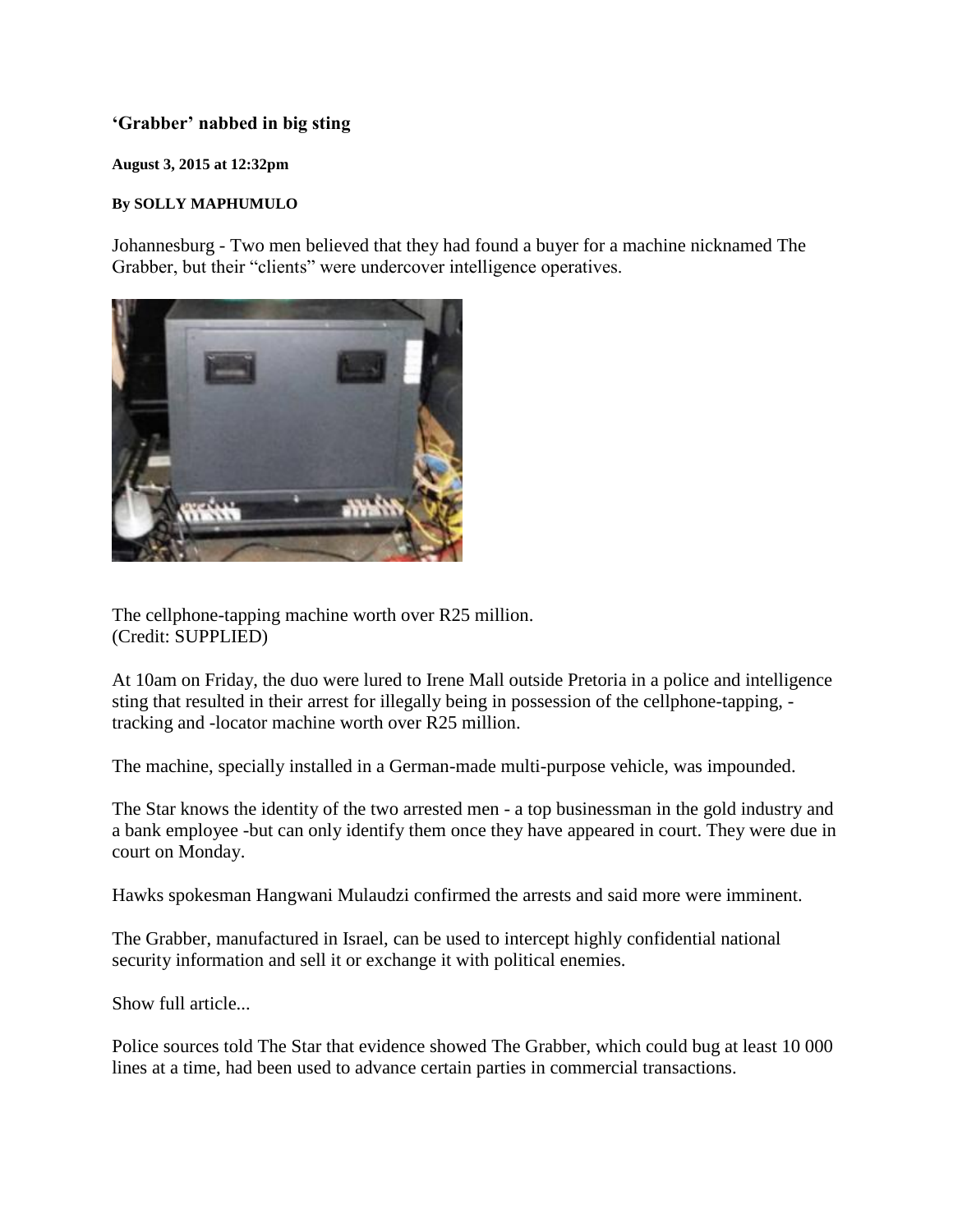# 'Grabber' nabbed in big sting

**August 3, 2015 at 12:32pm**

**By SOLLY MAPHUMULO**

Johannesburg - Two men believed that they had found a buyer for a machine nicknamed The Grabber, but their "clients" were undercover intelligence operatives.

The cellphone-tapping machine worth over R25 million.
(Credit: SUPPLIED)

At 10am on Friday, the duo were lured to Irene Mall outside Pretoria in a police and intelligence sting that resulted in their arrest for illegally being in possession of the cellphone-tapping, -tracking and -locator machine worth over R25 million.

The machine, specially installed in a German-made multi-purpose vehicle, was impounded.

The Star knows the identity of the two arrested men - a top businessman in the gold industry and a bank employee -but can only identify them once they have appeared in court. They were due in court on Monday.

Hawks spokesman Hangwani Mulaudzi confirmed the arrests and said more were imminent.

The Grabber, manufactured in Israel, can be used to intercept highly confidential national security information and sell it or exchange it with political enemies.

Show full article...

Police sources told The Star that evidence showed The Grabber, which could bug at least 10 000 lines at a time, had been used to advance certain parties in commercial transactions.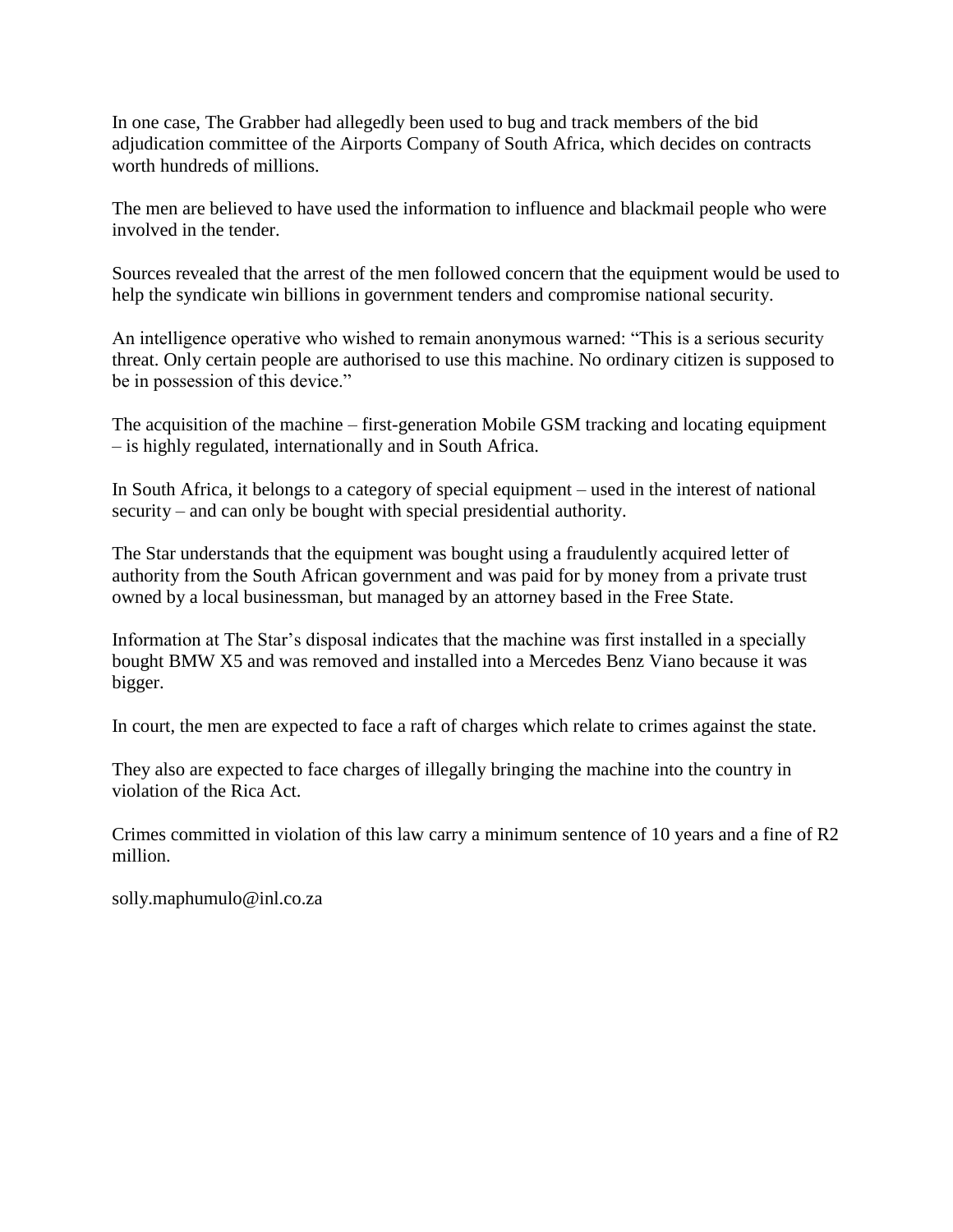In one case, The Grabber had allegedly been used to bug and track members of the bid adjudication committee of the Airports Company of South Africa, which decides on contracts worth hundreds of millions.

The men are believed to have used the information to influence and blackmail people who were involved in the tender.

Sources revealed that the arrest of the men followed concern that the equipment would be used to help the syndicate win billions in government tenders and compromise national security.

An intelligence operative who wished to remain anonymous warned: "This is a serious security threat. Only certain people are authorised to use this machine. No ordinary citizen is supposed to be in possession of this device."

The acquisition of the machine – first-generation Mobile GSM tracking and locating equipment – is highly regulated, internationally and in South Africa.

In South Africa, it belongs to a category of special equipment – used in the interest of national security – and can only be bought with special presidential authority.

The Star understands that the equipment was bought using a fraudulently acquired letter of authority from the South African government and was paid for by money from a private trust owned by a local businessman, but managed by an attorney based in the Free State.

Information at The Star's disposal indicates that the machine was first installed in a specially bought BMW X5 and was removed and installed into a Mercedes Benz Viano because it was bigger.

In court, the men are expected to face a raft of charges which relate to crimes against the state.

They also are expected to face charges of illegally bringing the machine into the country in violation of the Rica Act.

Crimes committed in violation of this law carry a minimum sentence of 10 years and a fine of R2 million.

solly.maphumulo@inl.co.za